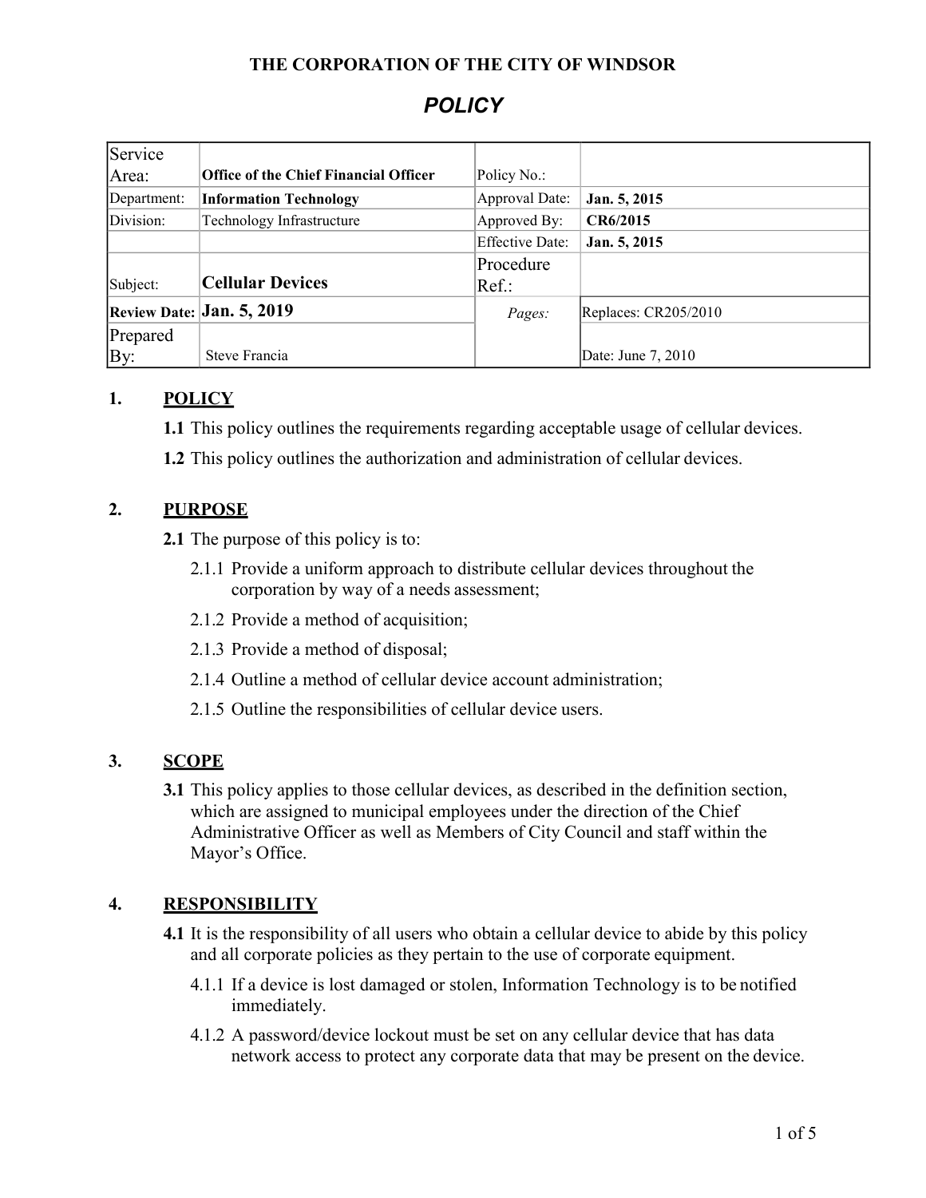THE CORPORATION OF THE CITY OF WINDSOR

# POLICY

| | | | |
|---|---|---|---|
| Service Area: | **Office of the Chief Financial Officer** | Policy No.: | |
| Department: | **Information Technology** | Approval Date: | **Jan. 5, 2015** |
| Division: | Technology Infrastructure | Approved By: | **CR6/2015** |
| | | Effective Date: | **Jan. 5, 2015** |
| Subject: | **Cellular Devices** | Procedure Ref.: | |
| **Review Date:** | **Jan. 5, 2019** | *Pages:* | Replaces: CR205/2010 |
| Prepared By: | Steve Francia | | Date: June 7, 2010 |

## 1. POLICY

**1.1** This policy outlines the requirements regarding acceptable usage of cellular devices.

**1.2** This policy outlines the authorization and administration of cellular devices.

## 2. PURPOSE

**2.1** The purpose of this policy is to:

2.1.1 Provide a uniform approach to distribute cellular devices throughout the corporation by way of a needs assessment;

2.1.2 Provide a method of acquisition;

2.1.3 Provide a method of disposal;

2.1.4 Outline a method of cellular device account administration;

2.1.5 Outline the responsibilities of cellular device users.

## 3. SCOPE

**3.1** This policy applies to those cellular devices, as described in the definition section, which are assigned to municipal employees under the direction of the Chief Administrative Officer as well as Members of City Council and staff within the Mayor's Office.

## 4. RESPONSIBILITY

**4.1** It is the responsibility of all users who obtain a cellular device to abide by this policy and all corporate policies as they pertain to the use of corporate equipment.

4.1.1 If a device is lost damaged or stolen, Information Technology is to be notified immediately.

4.1.2 A password/device lockout must be set on any cellular device that has data network access to protect any corporate data that may be present on the device.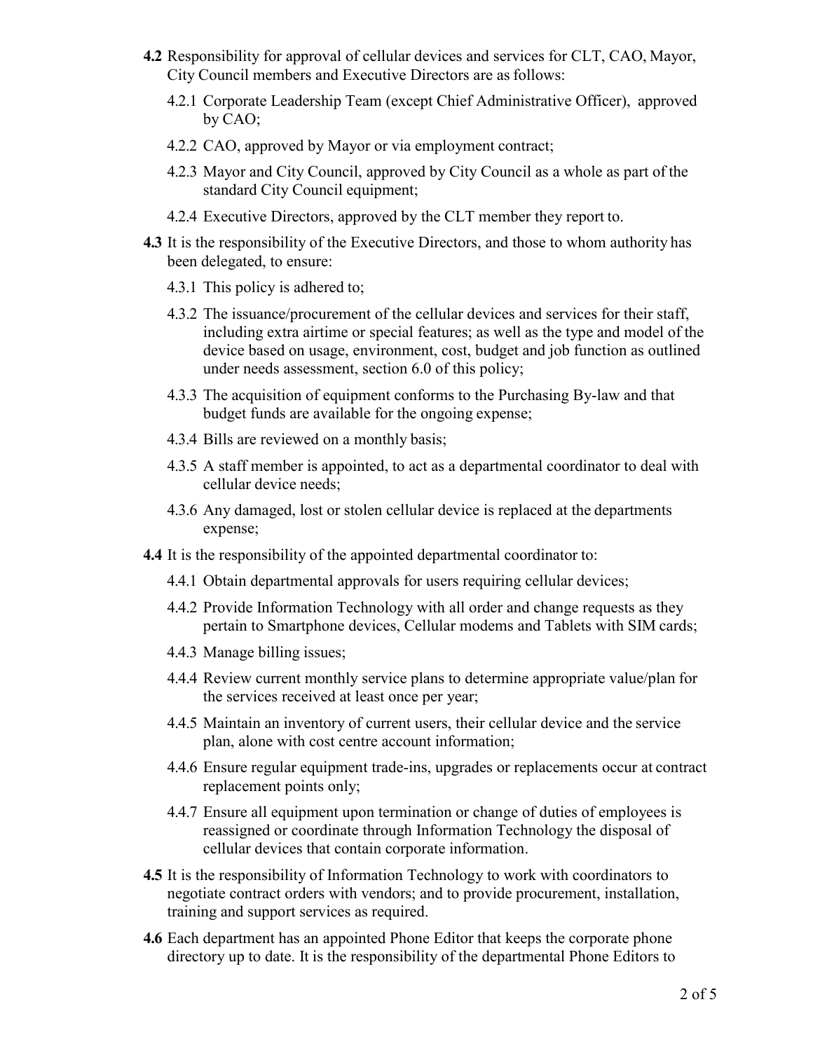**4.2** Responsibility for approval of cellular devices and services for CLT, CAO, Mayor, City Council members and Executive Directors are as follows:

4.2.1 Corporate Leadership Team (except Chief Administrative Officer), approved by CAO;

4.2.2 CAO, approved by Mayor or via employment contract;

4.2.3 Mayor and City Council, approved by City Council as a whole as part of the standard City Council equipment;

4.2.4 Executive Directors, approved by the CLT member they report to.

**4.3** It is the responsibility of the Executive Directors, and those to whom authority has been delegated, to ensure:

4.3.1 This policy is adhered to;

4.3.2 The issuance/procurement of the cellular devices and services for their staff, including extra airtime or special features; as well as the type and model of the device based on usage, environment, cost, budget and job function as outlined under needs assessment, section 6.0 of this policy;

4.3.3 The acquisition of equipment conforms to the Purchasing By-law and that budget funds are available for the ongoing expense;

4.3.4 Bills are reviewed on a monthly basis;

4.3.5 A staff member is appointed, to act as a departmental coordinator to deal with cellular device needs;

4.3.6 Any damaged, lost or stolen cellular device is replaced at the departments expense;

**4.4** It is the responsibility of the appointed departmental coordinator to:

4.4.1 Obtain departmental approvals for users requiring cellular devices;

4.4.2 Provide Information Technology with all order and change requests as they pertain to Smartphone devices, Cellular modems and Tablets with SIM cards;

4.4.3 Manage billing issues;

4.4.4 Review current monthly service plans to determine appropriate value/plan for the services received at least once per year;

4.4.5 Maintain an inventory of current users, their cellular device and the service plan, alone with cost centre account information;

4.4.6 Ensure regular equipment trade-ins, upgrades or replacements occur at contract replacement points only;

4.4.7 Ensure all equipment upon termination or change of duties of employees is reassigned or coordinate through Information Technology the disposal of cellular devices that contain corporate information.

**4.5** It is the responsibility of Information Technology to work with coordinators to negotiate contract orders with vendors; and to provide procurement, installation, training and support services as required.

**4.6** Each department has an appointed Phone Editor that keeps the corporate phone directory up to date. It is the responsibility of the departmental Phone Editors to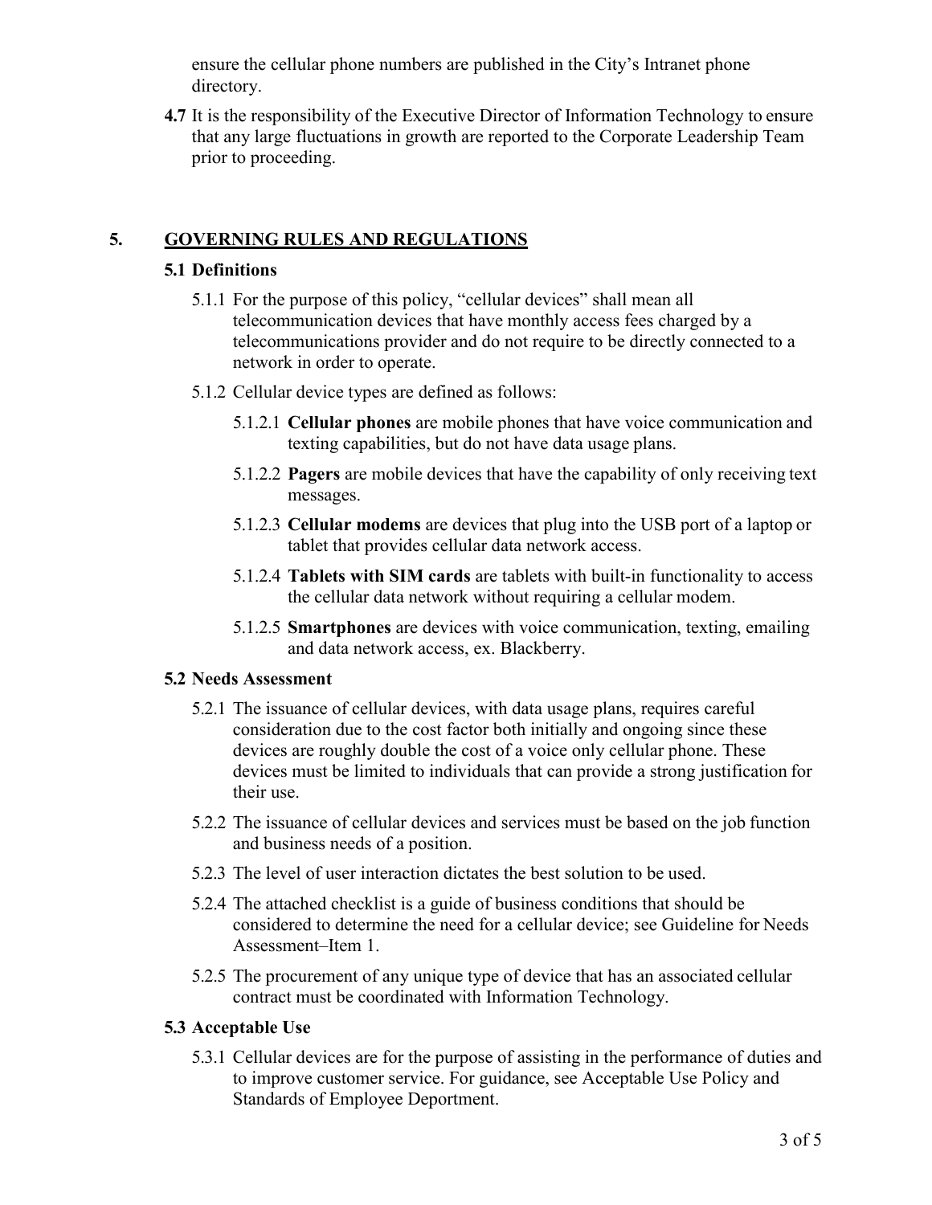ensure the cellular phone numbers are published in the City's Intranet phone directory.

**4.7** It is the responsibility of the Executive Director of Information Technology to ensure that any large fluctuations in growth are reported to the Corporate Leadership Team prior to proceeding.

## 5. GOVERNING RULES AND REGULATIONS

### 5.1 Definitions

5.1.1 For the purpose of this policy, "cellular devices" shall mean all telecommunication devices that have monthly access fees charged by a telecommunications provider and do not require to be directly connected to a network in order to operate.

5.1.2 Cellular device types are defined as follows:

5.1.2.1 **Cellular phones** are mobile phones that have voice communication and texting capabilities, but do not have data usage plans.

5.1.2.2 **Pagers** are mobile devices that have the capability of only receiving text messages.

5.1.2.3 **Cellular modems** are devices that plug into the USB port of a laptop or tablet that provides cellular data network access.

5.1.2.4 **Tablets with SIM cards** are tablets with built-in functionality to access the cellular data network without requiring a cellular modem.

5.1.2.5 **Smartphones** are devices with voice communication, texting, emailing and data network access, ex. Blackberry.

### 5.2 Needs Assessment

5.2.1 The issuance of cellular devices, with data usage plans, requires careful consideration due to the cost factor both initially and ongoing since these devices are roughly double the cost of a voice only cellular phone. These devices must be limited to individuals that can provide a strong justification for their use.

5.2.2 The issuance of cellular devices and services must be based on the job function and business needs of a position.

5.2.3 The level of user interaction dictates the best solution to be used.

5.2.4 The attached checklist is a guide of business conditions that should be considered to determine the need for a cellular device; see Guideline for Needs Assessment–Item 1.

5.2.5 The procurement of any unique type of device that has an associated cellular contract must be coordinated with Information Technology.

### 5.3 Acceptable Use

5.3.1 Cellular devices are for the purpose of assisting in the performance of duties and to improve customer service. For guidance, see Acceptable Use Policy and Standards of Employee Deportment.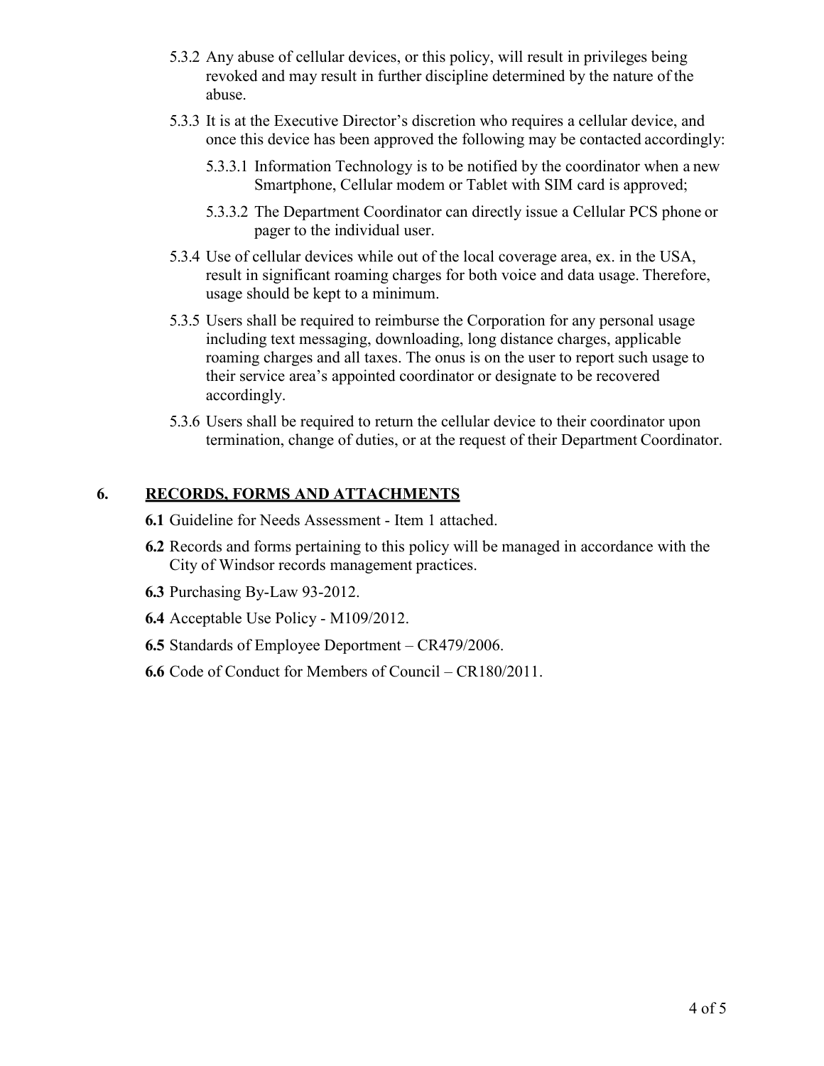5.3.2 Any abuse of cellular devices, or this policy, will result in privileges being revoked and may result in further discipline determined by the nature of the abuse.

5.3.3 It is at the Executive Director's discretion who requires a cellular device, and once this device has been approved the following may be contacted accordingly:

5.3.3.1 Information Technology is to be notified by the coordinator when a new Smartphone, Cellular modem or Tablet with SIM card is approved;

5.3.3.2 The Department Coordinator can directly issue a Cellular PCS phone or pager to the individual user.

5.3.4 Use of cellular devices while out of the local coverage area, ex. in the USA, result in significant roaming charges for both voice and data usage. Therefore, usage should be kept to a minimum.

5.3.5 Users shall be required to reimburse the Corporation for any personal usage including text messaging, downloading, long distance charges, applicable roaming charges and all taxes. The onus is on the user to report such usage to their service area's appointed coordinator or designate to be recovered accordingly.

5.3.6 Users shall be required to return the cellular device to their coordinator upon termination, change of duties, or at the request of their Department Coordinator.

## 6. RECORDS, FORMS AND ATTACHMENTS

**6.1** Guideline for Needs Assessment - Item 1 attached.

**6.2** Records and forms pertaining to this policy will be managed in accordance with the City of Windsor records management practices.

**6.3** Purchasing By-Law 93-2012.

**6.4** Acceptable Use Policy - M109/2012.

**6.5** Standards of Employee Deportment – CR479/2006.

**6.6** Code of Conduct for Members of Council – CR180/2011.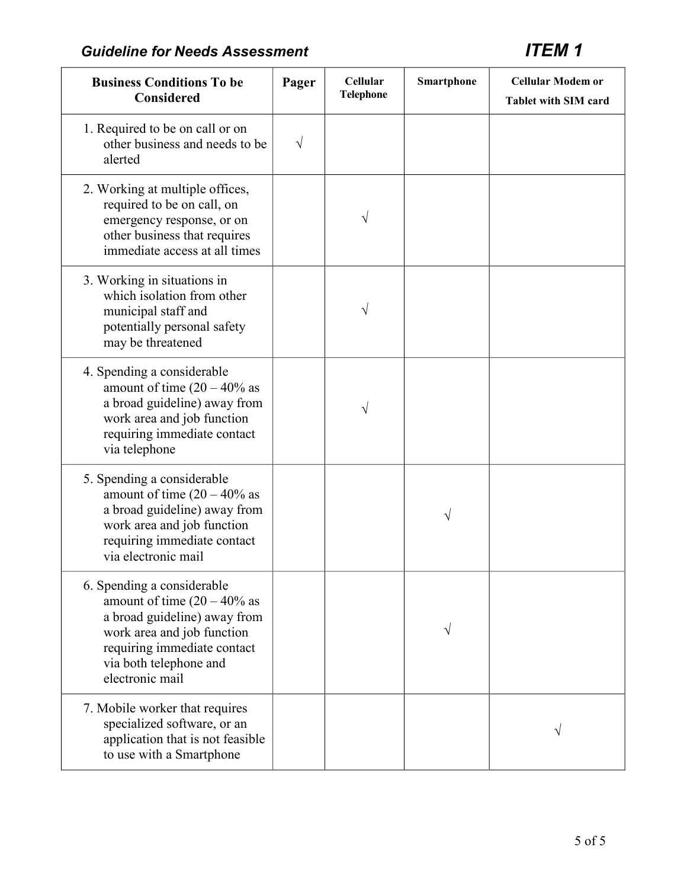## *Guideline for Needs Assessment* — *ITEM 1*

| Business Conditions To be Considered | Pager | Cellular Telephone | Smartphone | Cellular Modem or Tablet with SIM card |
|---|---|---|---|---|
| 1. Required to be on call or on other business and needs to be alerted | √ | | | |
| 2. Working at multiple offices, required to be on call, on emergency response, or on other business that requires immediate access at all times | | √ | | |
| 3. Working in situations in which isolation from other municipal staff and potentially personal safety may be threatened | | √ | | |
| 4. Spending a considerable amount of time (20 – 40% as a broad guideline) away from work area and job function requiring immediate contact via telephone | | √ | | |
| 5. Spending a considerable amount of time (20 – 40% as a broad guideline) away from work area and job function requiring immediate contact via electronic mail | | | √ | |
| 6. Spending a considerable amount of time (20 – 40% as a broad guideline) away from work area and job function requiring immediate contact via both telephone and electronic mail | | | √ | |
| 7. Mobile worker that requires specialized software, or an application that is not feasible to use with a Smartphone | | | | √ |